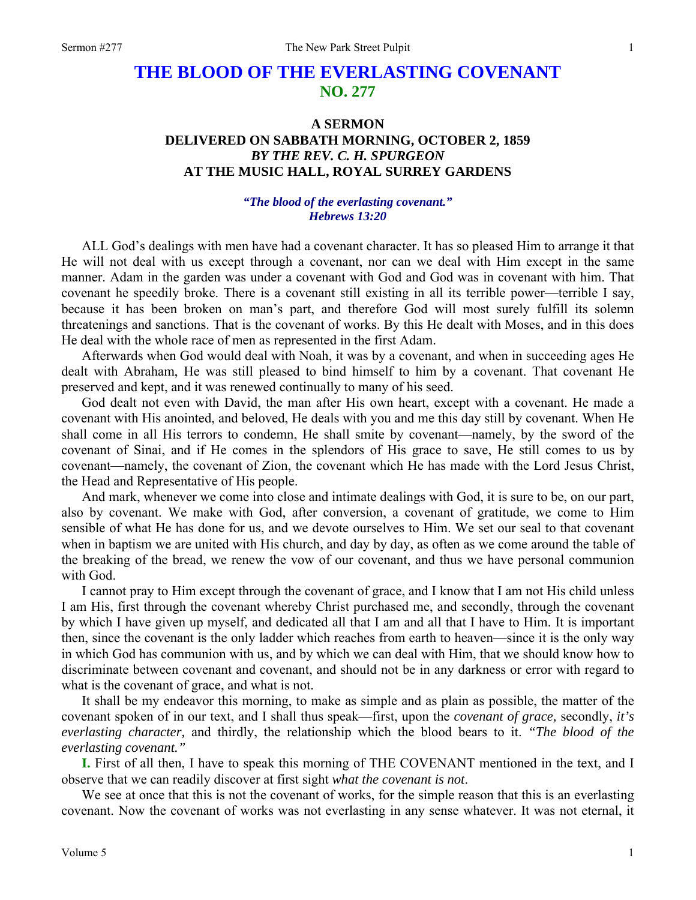# THE BLOOD OF THE EVERLASTING COVENANT
## NO. 277

### A SERMON
### DELIVERED ON SABBATH MORNING, OCTOBER 2, 1859
### *BY THE REV. C. H. SPURGEON*
### AT THE MUSIC HALL, ROYAL SURREY GARDENS

***"The blood of the everlasting covenant." Hebrews 13:20***

ALL God's dealings with men have had a covenant character. It has so pleased Him to arrange it that He will not deal with us except through a covenant, nor can we deal with Him except in the same manner. Adam in the garden was under a covenant with God and God was in covenant with him. That covenant he speedily broke. There is a covenant still existing in all its terrible power—terrible I say, because it has been broken on man's part, and therefore God will most surely fulfill its solemn threatenings and sanctions. That is the covenant of works. By this He dealt with Moses, and in this does He deal with the whole race of men as represented in the first Adam.

Afterwards when God would deal with Noah, it was by a covenant, and when in succeeding ages He dealt with Abraham, He was still pleased to bind himself to him by a covenant. That covenant He preserved and kept, and it was renewed continually to many of his seed.

God dealt not even with David, the man after His own heart, except with a covenant. He made a covenant with His anointed, and beloved, He deals with you and me this day still by covenant. When He shall come in all His terrors to condemn, He shall smite by covenant—namely, by the sword of the covenant of Sinai, and if He comes in the splendors of His grace to save, He still comes to us by covenant—namely, the covenant of Zion, the covenant which He has made with the Lord Jesus Christ, the Head and Representative of His people.

And mark, whenever we come into close and intimate dealings with God, it is sure to be, on our part, also by covenant. We make with God, after conversion, a covenant of gratitude, we come to Him sensible of what He has done for us, and we devote ourselves to Him. We set our seal to that covenant when in baptism we are united with His church, and day by day, as often as we come around the table of the breaking of the bread, we renew the vow of our covenant, and thus we have personal communion with God.

I cannot pray to Him except through the covenant of grace, and I know that I am not His child unless I am His, first through the covenant whereby Christ purchased me, and secondly, through the covenant by which I have given up myself, and dedicated all that I am and all that I have to Him. It is important then, since the covenant is the only ladder which reaches from earth to heaven—since it is the only way in which God has communion with us, and by which we can deal with Him, that we should know how to discriminate between covenant and covenant, and should not be in any darkness or error with regard to what is the covenant of grace, and what is not.

It shall be my endeavor this morning, to make as simple and as plain as possible, the matter of the covenant spoken of in our text, and I shall thus speak—first, upon the *covenant of grace,* secondly, *it's everlasting character,* and thirdly, the relationship which the blood bears to it. *"The blood of the everlasting covenant."*

**I.** First of all then, I have to speak this morning of THE COVENANT mentioned in the text, and I observe that we can readily discover at first sight *what the covenant is not*.

We see at once that this is not the covenant of works, for the simple reason that this is an everlasting covenant. Now the covenant of works was not everlasting in any sense whatever. It was not eternal, it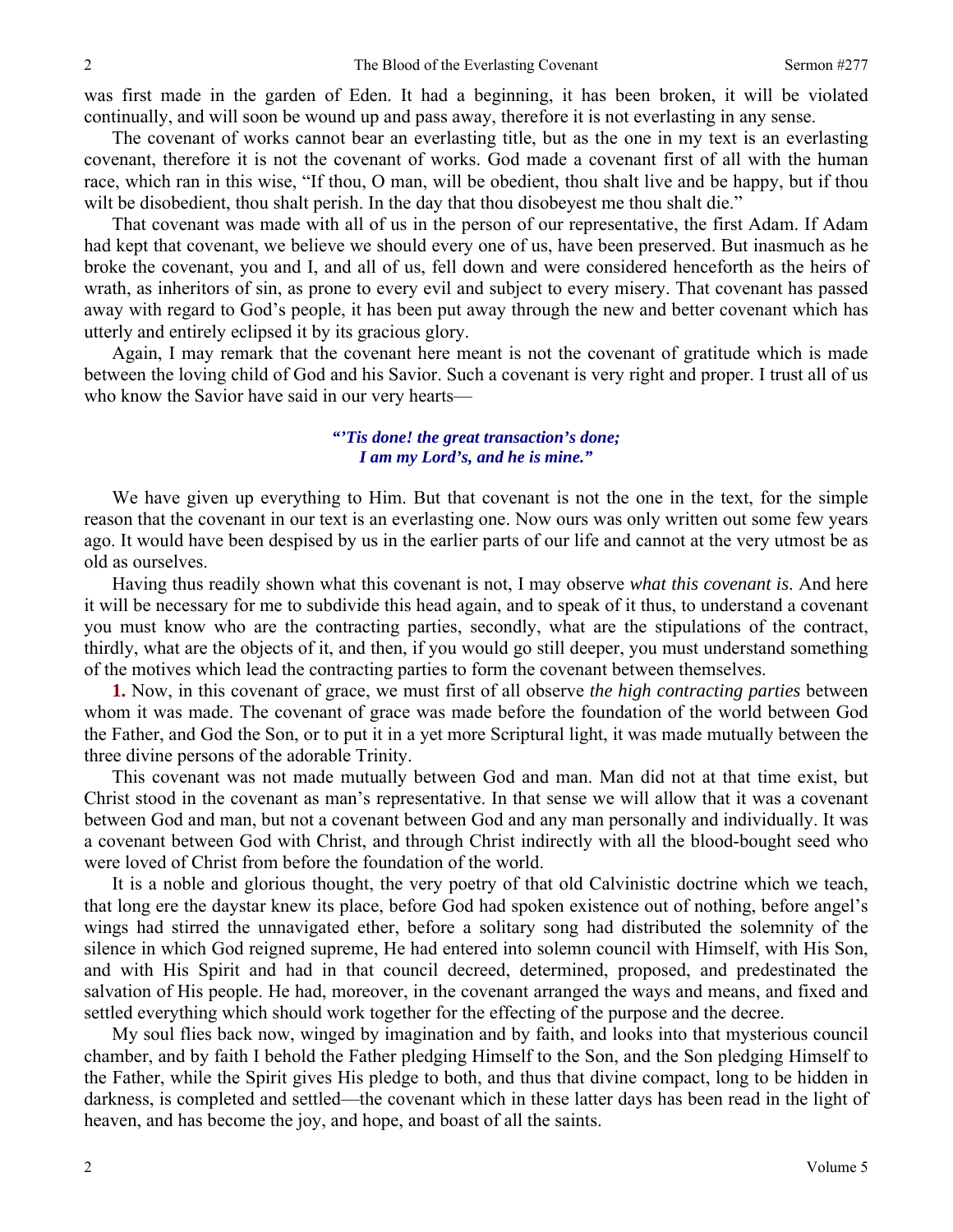was first made in the garden of Eden. It had a beginning, it has been broken, it will be violated continually, and will soon be wound up and pass away, therefore it is not everlasting in any sense.

The covenant of works cannot bear an everlasting title, but as the one in my text is an everlasting covenant, therefore it is not the covenant of works. God made a covenant first of all with the human race, which ran in this wise, "If thou, O man, will be obedient, thou shalt live and be happy, but if thou wilt be disobedient, thou shalt perish. In the day that thou disobeyest me thou shalt die."

That covenant was made with all of us in the person of our representative, the first Adam. If Adam had kept that covenant, we believe we should every one of us, have been preserved. But inasmuch as he broke the covenant, you and I, and all of us, fell down and were considered henceforth as the heirs of wrath, as inheritors of sin, as prone to every evil and subject to every misery. That covenant has passed away with regard to God's people, it has been put away through the new and better covenant which has utterly and entirely eclipsed it by its gracious glory.

Again, I may remark that the covenant here meant is not the covenant of gratitude which is made between the loving child of God and his Savior. Such a covenant is very right and proper. I trust all of us who know the Savior have said in our very hearts—

> ***"'Tis done! the great transaction's done;***
> ***I am my Lord's, and he is mine."***

We have given up everything to Him. But that covenant is not the one in the text, for the simple reason that the covenant in our text is an everlasting one. Now ours was only written out some few years ago. It would have been despised by us in the earlier parts of our life and cannot at the very utmost be as old as ourselves.

Having thus readily shown what this covenant is not, I may observe *what this covenant is*. And here it will be necessary for me to subdivide this head again, and to speak of it thus, to understand a covenant you must know who are the contracting parties, secondly, what are the stipulations of the contract, thirdly, what are the objects of it, and then, if you would go still deeper, you must understand something of the motives which lead the contracting parties to form the covenant between themselves.

**1.** Now, in this covenant of grace, we must first of all observe *the high contracting parties* between whom it was made. The covenant of grace was made before the foundation of the world between God the Father, and God the Son, or to put it in a yet more Scriptural light, it was made mutually between the three divine persons of the adorable Trinity.

This covenant was not made mutually between God and man. Man did not at that time exist, but Christ stood in the covenant as man's representative. In that sense we will allow that it was a covenant between God and man, but not a covenant between God and any man personally and individually. It was a covenant between God with Christ, and through Christ indirectly with all the blood-bought seed who were loved of Christ from before the foundation of the world.

It is a noble and glorious thought, the very poetry of that old Calvinistic doctrine which we teach, that long ere the daystar knew its place, before God had spoken existence out of nothing, before angel's wings had stirred the unnavigated ether, before a solitary song had distributed the solemnity of the silence in which God reigned supreme, He had entered into solemn council with Himself, with His Son, and with His Spirit and had in that council decreed, determined, proposed, and predestinated the salvation of His people. He had, moreover, in the covenant arranged the ways and means, and fixed and settled everything which should work together for the effecting of the purpose and the decree.

My soul flies back now, winged by imagination and by faith, and looks into that mysterious council chamber, and by faith I behold the Father pledging Himself to the Son, and the Son pledging Himself to the Father, while the Spirit gives His pledge to both, and thus that divine compact, long to be hidden in darkness, is completed and settled—the covenant which in these latter days has been read in the light of heaven, and has become the joy, and hope, and boast of all the saints.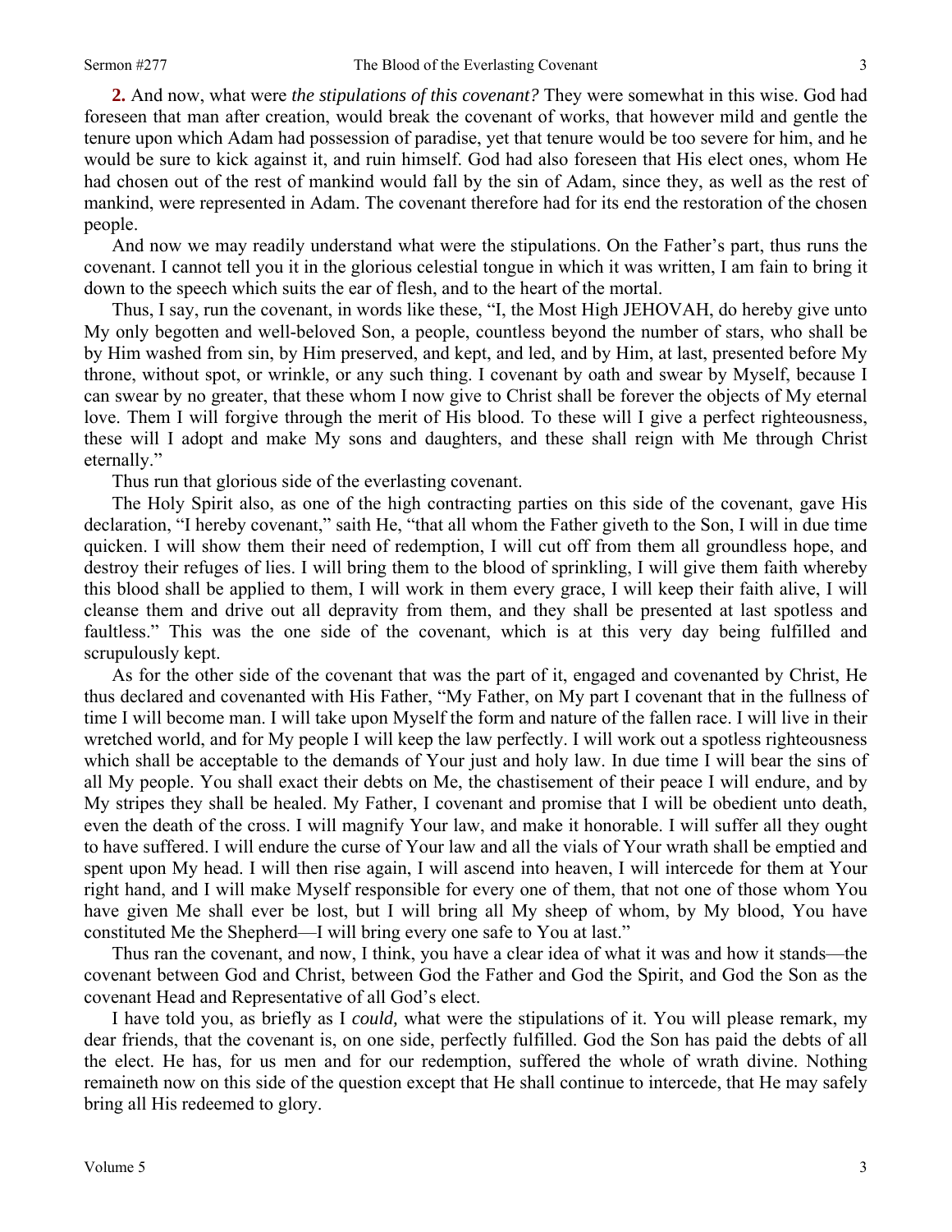**2.** And now, what were *the stipulations of this covenant?* They were somewhat in this wise. God had foreseen that man after creation, would break the covenant of works, that however mild and gentle the tenure upon which Adam had possession of paradise, yet that tenure would be too severe for him, and he would be sure to kick against it, and ruin himself. God had also foreseen that His elect ones, whom He had chosen out of the rest of mankind would fall by the sin of Adam, since they, as well as the rest of mankind, were represented in Adam. The covenant therefore had for its end the restoration of the chosen people.

And now we may readily understand what were the stipulations. On the Father's part, thus runs the covenant. I cannot tell you it in the glorious celestial tongue in which it was written, I am fain to bring it down to the speech which suits the ear of flesh, and to the heart of the mortal.

Thus, I say, run the covenant, in words like these, "I, the Most High JEHOVAH, do hereby give unto My only begotten and well-beloved Son, a people, countless beyond the number of stars, who shall be by Him washed from sin, by Him preserved, and kept, and led, and by Him, at last, presented before My throne, without spot, or wrinkle, or any such thing. I covenant by oath and swear by Myself, because I can swear by no greater, that these whom I now give to Christ shall be forever the objects of My eternal love. Them I will forgive through the merit of His blood. To these will I give a perfect righteousness, these will I adopt and make My sons and daughters, and these shall reign with Me through Christ eternally."

Thus run that glorious side of the everlasting covenant.

The Holy Spirit also, as one of the high contracting parties on this side of the covenant, gave His declaration, "I hereby covenant," saith He, "that all whom the Father giveth to the Son, I will in due time quicken. I will show them their need of redemption, I will cut off from them all groundless hope, and destroy their refuges of lies. I will bring them to the blood of sprinkling, I will give them faith whereby this blood shall be applied to them, I will work in them every grace, I will keep their faith alive, I will cleanse them and drive out all depravity from them, and they shall be presented at last spotless and faultless." This was the one side of the covenant, which is at this very day being fulfilled and scrupulously kept.

As for the other side of the covenant that was the part of it, engaged and covenanted by Christ, He thus declared and covenanted with His Father, "My Father, on My part I covenant that in the fullness of time I will become man. I will take upon Myself the form and nature of the fallen race. I will live in their wretched world, and for My people I will keep the law perfectly. I will work out a spotless righteousness which shall be acceptable to the demands of Your just and holy law. In due time I will bear the sins of all My people. You shall exact their debts on Me, the chastisement of their peace I will endure, and by My stripes they shall be healed. My Father, I covenant and promise that I will be obedient unto death, even the death of the cross. I will magnify Your law, and make it honorable. I will suffer all they ought to have suffered. I will endure the curse of Your law and all the vials of Your wrath shall be emptied and spent upon My head. I will then rise again, I will ascend into heaven, I will intercede for them at Your right hand, and I will make Myself responsible for every one of them, that not one of those whom You have given Me shall ever be lost, but I will bring all My sheep of whom, by My blood, You have constituted Me the Shepherd—I will bring every one safe to You at last."

Thus ran the covenant, and now, I think, you have a clear idea of what it was and how it stands—the covenant between God and Christ, between God the Father and God the Spirit, and God the Son as the covenant Head and Representative of all God's elect.

I have told you, as briefly as I *could,* what were the stipulations of it. You will please remark, my dear friends, that the covenant is, on one side, perfectly fulfilled. God the Son has paid the debts of all the elect. He has, for us men and for our redemption, suffered the whole of wrath divine. Nothing remaineth now on this side of the question except that He shall continue to intercede, that He may safely bring all His redeemed to glory.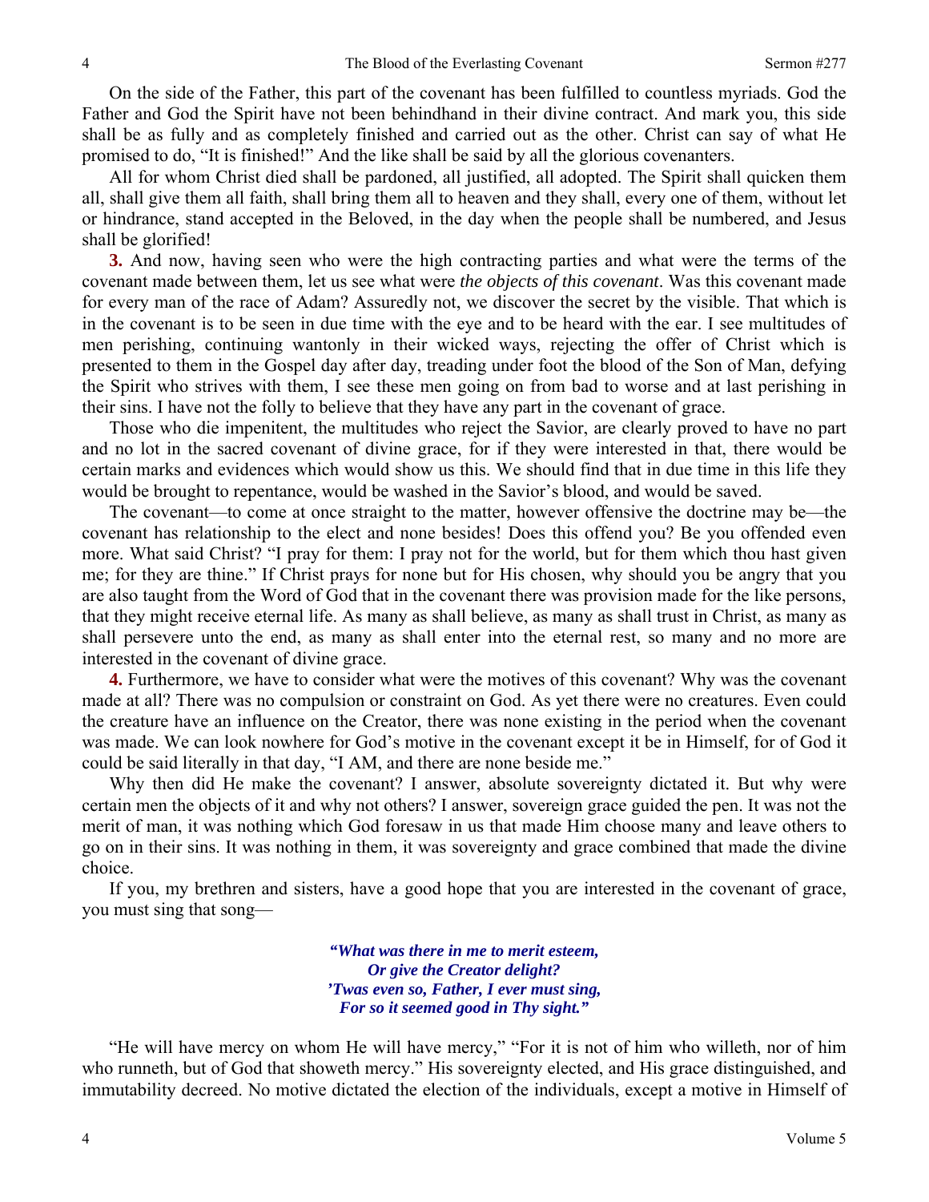On the side of the Father, this part of the covenant has been fulfilled to countless myriads. God the Father and God the Spirit have not been behindhand in their divine contract. And mark you, this side shall be as fully and as completely finished and carried out as the other. Christ can say of what He promised to do, "It is finished!" And the like shall be said by all the glorious covenanters.

All for whom Christ died shall be pardoned, all justified, all adopted. The Spirit shall quicken them all, shall give them all faith, shall bring them all to heaven and they shall, every one of them, without let or hindrance, stand accepted in the Beloved, in the day when the people shall be numbered, and Jesus shall be glorified!

**3.** And now, having seen who were the high contracting parties and what were the terms of the covenant made between them, let us see what were *the objects of this covenant*. Was this covenant made for every man of the race of Adam? Assuredly not, we discover the secret by the visible. That which is in the covenant is to be seen in due time with the eye and to be heard with the ear. I see multitudes of men perishing, continuing wantonly in their wicked ways, rejecting the offer of Christ which is presented to them in the Gospel day after day, treading under foot the blood of the Son of Man, defying the Spirit who strives with them, I see these men going on from bad to worse and at last perishing in their sins. I have not the folly to believe that they have any part in the covenant of grace.

Those who die impenitent, the multitudes who reject the Savior, are clearly proved to have no part and no lot in the sacred covenant of divine grace, for if they were interested in that, there would be certain marks and evidences which would show us this. We should find that in due time in this life they would be brought to repentance, would be washed in the Savior's blood, and would be saved.

The covenant—to come at once straight to the matter, however offensive the doctrine may be—the covenant has relationship to the elect and none besides! Does this offend you? Be you offended even more. What said Christ? "I pray for them: I pray not for the world, but for them which thou hast given me; for they are thine." If Christ prays for none but for His chosen, why should you be angry that you are also taught from the Word of God that in the covenant there was provision made for the like persons, that they might receive eternal life. As many as shall believe, as many as shall trust in Christ, as many as shall persevere unto the end, as many as shall enter into the eternal rest, so many and no more are interested in the covenant of divine grace.

**4.** Furthermore, we have to consider what were the motives of this covenant? Why was the covenant made at all? There was no compulsion or constraint on God. As yet there were no creatures. Even could the creature have an influence on the Creator, there was none existing in the period when the covenant was made. We can look nowhere for God's motive in the covenant except it be in Himself, for of God it could be said literally in that day, "I AM, and there are none beside me."

Why then did He make the covenant? I answer, absolute sovereignty dictated it. But why were certain men the objects of it and why not others? I answer, sovereign grace guided the pen. It was not the merit of man, it was nothing which God foresaw in us that made Him choose many and leave others to go on in their sins. It was nothing in them, it was sovereignty and grace combined that made the divine choice.

If you, my brethren and sisters, have a good hope that you are interested in the covenant of grace, you must sing that song—

*"What was there in me to merit esteem,*
*Or give the Creator delight?*
*'Twas even so, Father, I ever must sing,*
*For so it seemed good in Thy sight."*

"He will have mercy on whom He will have mercy," "For it is not of him who willeth, nor of him who runneth, but of God that showeth mercy." His sovereignty elected, and His grace distinguished, and immutability decreed. No motive dictated the election of the individuals, except a motive in Himself of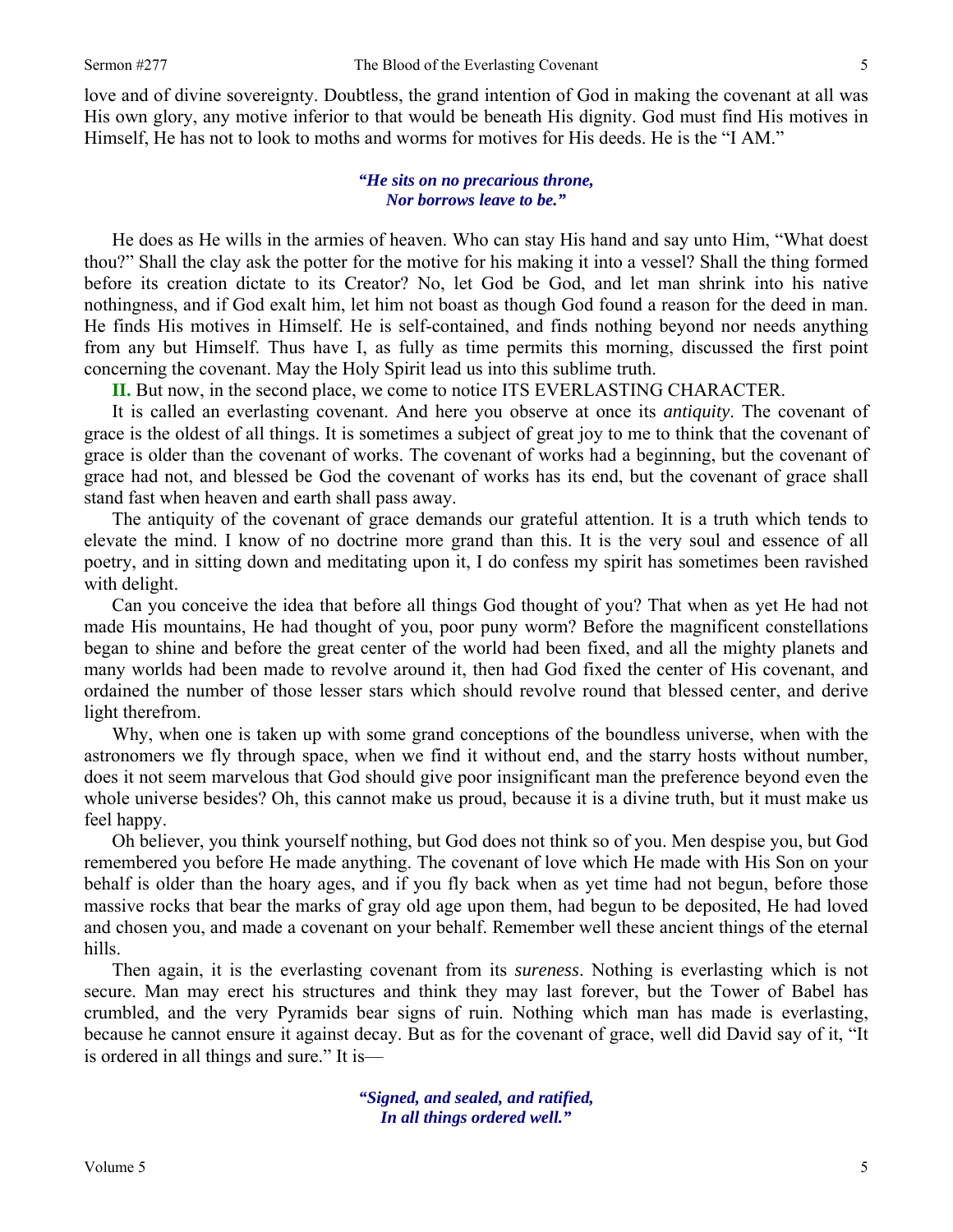love and of divine sovereignty. Doubtless, the grand intention of God in making the covenant at all was His own glory, any motive inferior to that would be beneath His dignity. God must find His motives in Himself, He has not to look to moths and worms for motives for His deeds. He is the "I AM."

> ***"He sits on no precarious throne,***
> ***Nor borrows leave to be."***

He does as He wills in the armies of heaven. Who can stay His hand and say unto Him, "What doest thou?" Shall the clay ask the potter for the motive for his making it into a vessel? Shall the thing formed before its creation dictate to its Creator? No, let God be God, and let man shrink into his native nothingness, and if God exalt him, let him not boast as though God found a reason for the deed in man. He finds His motives in Himself. He is self-contained, and finds nothing beyond nor needs anything from any but Himself. Thus have I, as fully as time permits this morning, discussed the first point concerning the covenant. May the Holy Spirit lead us into this sublime truth.

**II.** But now, in the second place, we come to notice ITS EVERLASTING CHARACTER.

It is called an everlasting covenant. And here you observe at once its *antiquity*. The covenant of grace is the oldest of all things. It is sometimes a subject of great joy to me to think that the covenant of grace is older than the covenant of works. The covenant of works had a beginning, but the covenant of grace had not, and blessed be God the covenant of works has its end, but the covenant of grace shall stand fast when heaven and earth shall pass away.

The antiquity of the covenant of grace demands our grateful attention. It is a truth which tends to elevate the mind. I know of no doctrine more grand than this. It is the very soul and essence of all poetry, and in sitting down and meditating upon it, I do confess my spirit has sometimes been ravished with delight.

Can you conceive the idea that before all things God thought of you? That when as yet He had not made His mountains, He had thought of you, poor puny worm? Before the magnificent constellations began to shine and before the great center of the world had been fixed, and all the mighty planets and many worlds had been made to revolve around it, then had God fixed the center of His covenant, and ordained the number of those lesser stars which should revolve round that blessed center, and derive light therefrom.

Why, when one is taken up with some grand conceptions of the boundless universe, when with the astronomers we fly through space, when we find it without end, and the starry hosts without number, does it not seem marvelous that God should give poor insignificant man the preference beyond even the whole universe besides? Oh, this cannot make us proud, because it is a divine truth, but it must make us feel happy.

Oh believer, you think yourself nothing, but God does not think so of you. Men despise you, but God remembered you before He made anything. The covenant of love which He made with His Son on your behalf is older than the hoary ages, and if you fly back when as yet time had not begun, before those massive rocks that bear the marks of gray old age upon them, had begun to be deposited, He had loved and chosen you, and made a covenant on your behalf. Remember well these ancient things of the eternal hills.

Then again, it is the everlasting covenant from its *sureness*. Nothing is everlasting which is not secure. Man may erect his structures and think they may last forever, but the Tower of Babel has crumbled, and the very Pyramids bear signs of ruin. Nothing which man has made is everlasting, because he cannot ensure it against decay. But as for the covenant of grace, well did David say of it, "It is ordered in all things and sure." It is—

> ***"Signed, and sealed, and ratified,***
> ***In all things ordered well."***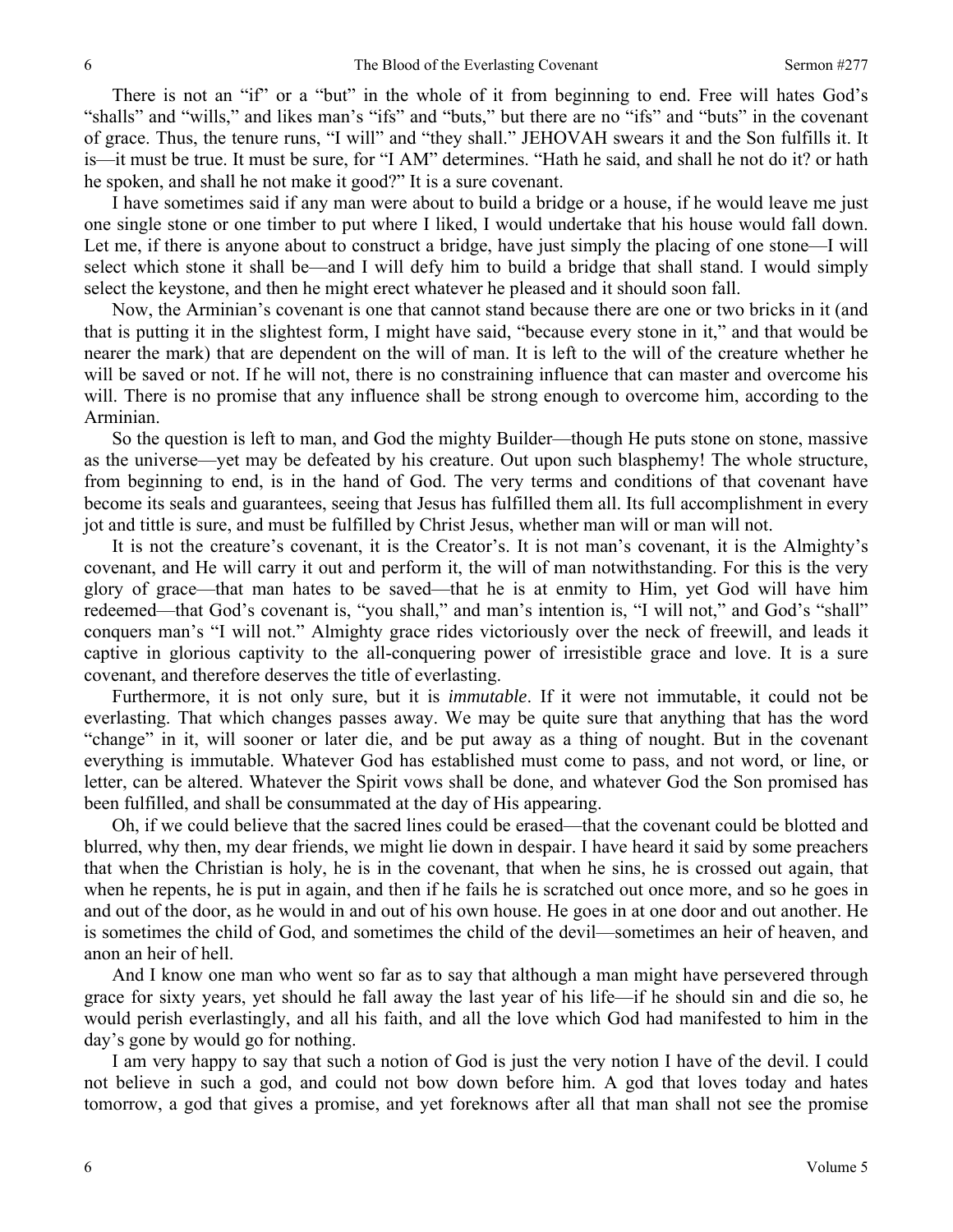There is not an "if" or a "but" in the whole of it from beginning to end. Free will hates God's "shalls" and "wills," and likes man's "ifs" and "buts," but there are no "ifs" and "buts" in the covenant of grace. Thus, the tenure runs, "I will" and "they shall." JEHOVAH swears it and the Son fulfills it. It is—it must be true. It must be sure, for "I AM" determines. "Hath he said, and shall he not do it? or hath he spoken, and shall he not make it good?" It is a sure covenant.

I have sometimes said if any man were about to build a bridge or a house, if he would leave me just one single stone or one timber to put where I liked, I would undertake that his house would fall down. Let me, if there is anyone about to construct a bridge, have just simply the placing of one stone—I will select which stone it shall be—and I will defy him to build a bridge that shall stand. I would simply select the keystone, and then he might erect whatever he pleased and it should soon fall.

Now, the Arminian's covenant is one that cannot stand because there are one or two bricks in it (and that is putting it in the slightest form, I might have said, "because every stone in it," and that would be nearer the mark) that are dependent on the will of man. It is left to the will of the creature whether he will be saved or not. If he will not, there is no constraining influence that can master and overcome his will. There is no promise that any influence shall be strong enough to overcome him, according to the Arminian.

So the question is left to man, and God the mighty Builder—though He puts stone on stone, massive as the universe—yet may be defeated by his creature. Out upon such blasphemy! The whole structure, from beginning to end, is in the hand of God. The very terms and conditions of that covenant have become its seals and guarantees, seeing that Jesus has fulfilled them all. Its full accomplishment in every jot and tittle is sure, and must be fulfilled by Christ Jesus, whether man will or man will not.

It is not the creature's covenant, it is the Creator's. It is not man's covenant, it is the Almighty's covenant, and He will carry it out and perform it, the will of man notwithstanding. For this is the very glory of grace—that man hates to be saved—that he is at enmity to Him, yet God will have him redeemed—that God's covenant is, "you shall," and man's intention is, "I will not," and God's "shall" conquers man's "I will not." Almighty grace rides victoriously over the neck of freewill, and leads it captive in glorious captivity to the all-conquering power of irresistible grace and love. It is a sure covenant, and therefore deserves the title of everlasting.

Furthermore, it is not only sure, but it is *immutable*. If it were not immutable, it could not be everlasting. That which changes passes away. We may be quite sure that anything that has the word "change" in it, will sooner or later die, and be put away as a thing of nought. But in the covenant everything is immutable. Whatever God has established must come to pass, and not word, or line, or letter, can be altered. Whatever the Spirit vows shall be done, and whatever God the Son promised has been fulfilled, and shall be consummated at the day of His appearing.

Oh, if we could believe that the sacred lines could be erased—that the covenant could be blotted and blurred, why then, my dear friends, we might lie down in despair. I have heard it said by some preachers that when the Christian is holy, he is in the covenant, that when he sins, he is crossed out again, that when he repents, he is put in again, and then if he fails he is scratched out once more, and so he goes in and out of the door, as he would in and out of his own house. He goes in at one door and out another. He is sometimes the child of God, and sometimes the child of the devil—sometimes an heir of heaven, and anon an heir of hell.

And I know one man who went so far as to say that although a man might have persevered through grace for sixty years, yet should he fall away the last year of his life—if he should sin and die so, he would perish everlastingly, and all his faith, and all the love which God had manifested to him in the day's gone by would go for nothing.

I am very happy to say that such a notion of God is just the very notion I have of the devil. I could not believe in such a god, and could not bow down before him. A god that loves today and hates tomorrow, a god that gives a promise, and yet foreknows after all that man shall not see the promise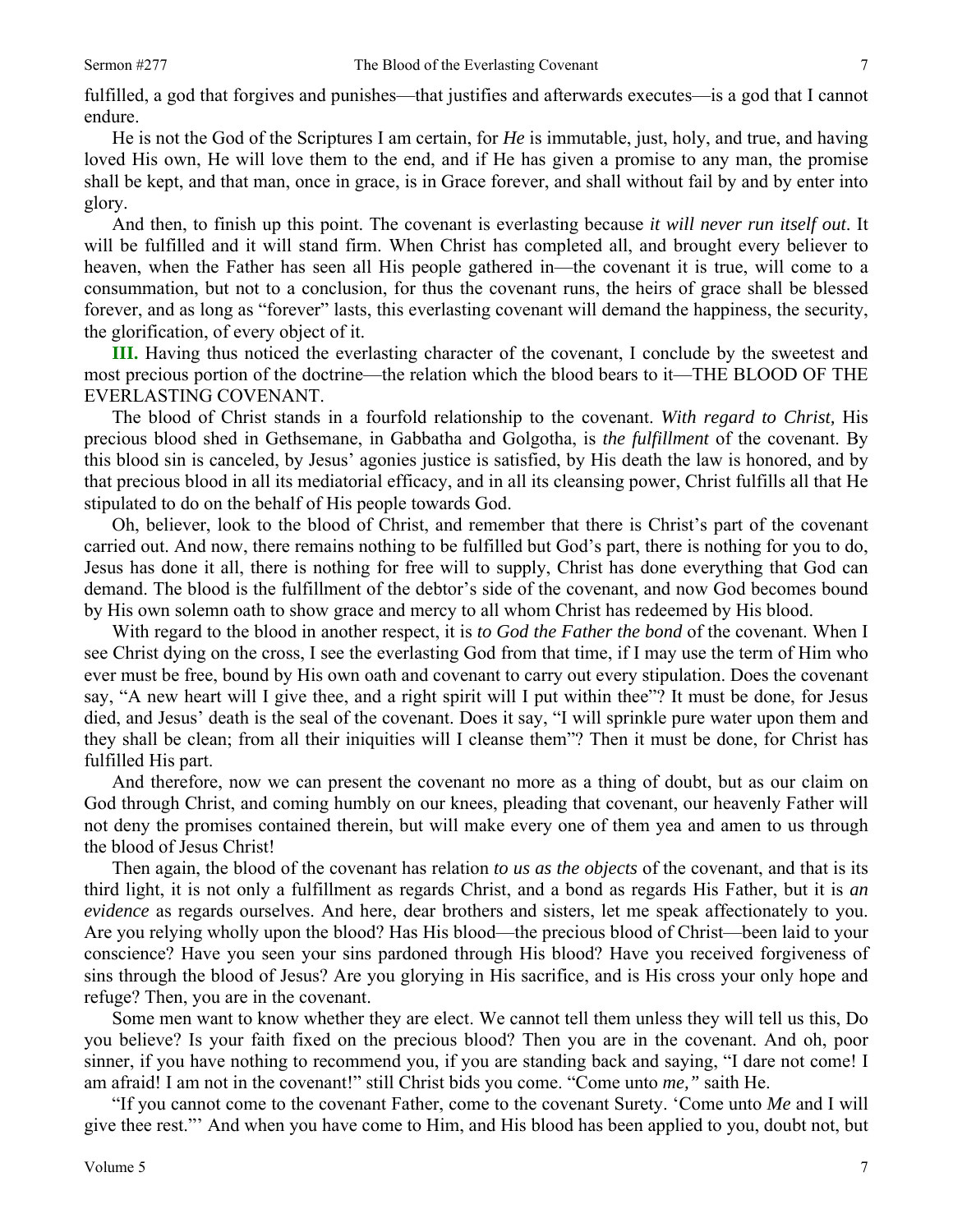fulfilled, a god that forgives and punishes—that justifies and afterwards executes—is a god that I cannot endure.

He is not the God of the Scriptures I am certain, for *He* is immutable, just, holy, and true, and having loved His own, He will love them to the end, and if He has given a promise to any man, the promise shall be kept, and that man, once in grace, is in Grace forever, and shall without fail by and by enter into glory.

And then, to finish up this point. The covenant is everlasting because *it will never run itself out*. It will be fulfilled and it will stand firm. When Christ has completed all, and brought every believer to heaven, when the Father has seen all His people gathered in—the covenant it is true, will come to a consummation, but not to a conclusion, for thus the covenant runs, the heirs of grace shall be blessed forever, and as long as "forever" lasts, this everlasting covenant will demand the happiness, the security, the glorification, of every object of it.

**III.** Having thus noticed the everlasting character of the covenant, I conclude by the sweetest and most precious portion of the doctrine—the relation which the blood bears to it—THE BLOOD OF THE EVERLASTING COVENANT.

The blood of Christ stands in a fourfold relationship to the covenant. *With regard to Christ,* His precious blood shed in Gethsemane, in Gabbatha and Golgotha, is *the fulfillment* of the covenant. By this blood sin is canceled, by Jesus' agonies justice is satisfied, by His death the law is honored, and by that precious blood in all its mediatorial efficacy, and in all its cleansing power, Christ fulfills all that He stipulated to do on the behalf of His people towards God.

Oh, believer, look to the blood of Christ, and remember that there is Christ's part of the covenant carried out. And now, there remains nothing to be fulfilled but God's part, there is nothing for you to do, Jesus has done it all, there is nothing for free will to supply, Christ has done everything that God can demand. The blood is the fulfillment of the debtor's side of the covenant, and now God becomes bound by His own solemn oath to show grace and mercy to all whom Christ has redeemed by His blood.

With regard to the blood in another respect, it is *to God the Father the bond* of the covenant. When I see Christ dying on the cross, I see the everlasting God from that time, if I may use the term of Him who ever must be free, bound by His own oath and covenant to carry out every stipulation. Does the covenant say, "A new heart will I give thee, and a right spirit will I put within thee"? It must be done, for Jesus died, and Jesus' death is the seal of the covenant. Does it say, "I will sprinkle pure water upon them and they shall be clean; from all their iniquities will I cleanse them"? Then it must be done, for Christ has fulfilled His part.

And therefore, now we can present the covenant no more as a thing of doubt, but as our claim on God through Christ, and coming humbly on our knees, pleading that covenant, our heavenly Father will not deny the promises contained therein, but will make every one of them yea and amen to us through the blood of Jesus Christ!

Then again, the blood of the covenant has relation *to us as the objects* of the covenant, and that is its third light, it is not only a fulfillment as regards Christ, and a bond as regards His Father, but it is *an evidence* as regards ourselves. And here, dear brothers and sisters, let me speak affectionately to you. Are you relying wholly upon the blood? Has His blood—the precious blood of Christ—been laid to your conscience? Have you seen your sins pardoned through His blood? Have you received forgiveness of sins through the blood of Jesus? Are you glorying in His sacrifice, and is His cross your only hope and refuge? Then, you are in the covenant.

Some men want to know whether they are elect. We cannot tell them unless they will tell us this, Do you believe? Is your faith fixed on the precious blood? Then you are in the covenant. And oh, poor sinner, if you have nothing to recommend you, if you are standing back and saying, "I dare not come! I am afraid! I am not in the covenant!" still Christ bids you come. "Come unto *me,"* saith He.

"If you cannot come to the covenant Father, come to the covenant Surety. 'Come unto *Me* and I will give thee rest."' And when you have come to Him, and His blood has been applied to you, doubt not, but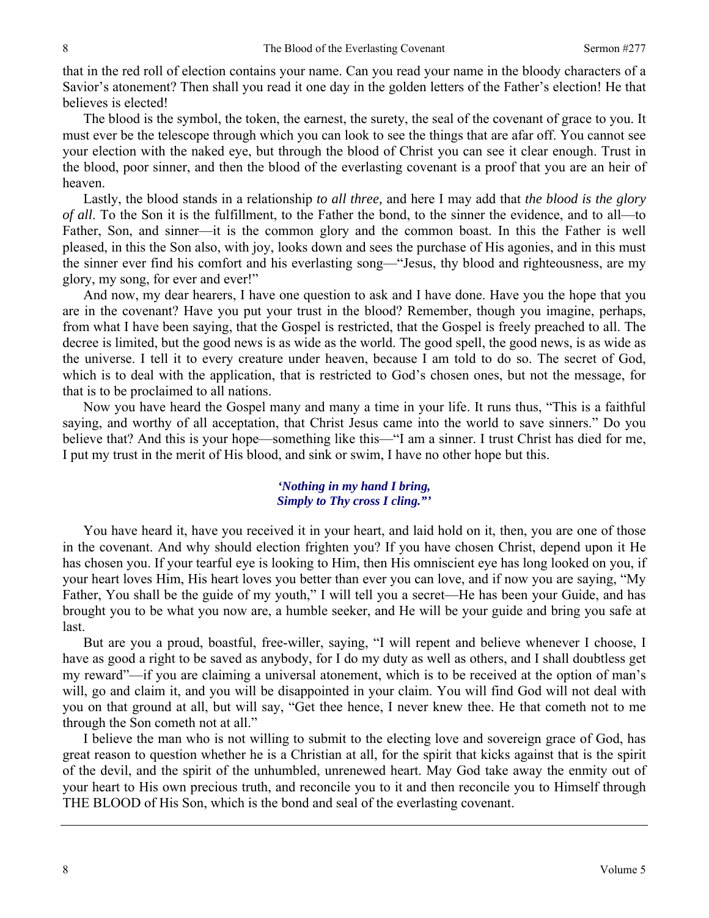that in the red roll of election contains your name. Can you read your name in the bloody characters of a Savior's atonement? Then shall you read it one day in the golden letters of the Father's election! He that believes is elected!

The blood is the symbol, the token, the earnest, the surety, the seal of the covenant of grace to you. It must ever be the telescope through which you can look to see the things that are afar off. You cannot see your election with the naked eye, but through the blood of Christ you can see it clear enough. Trust in the blood, poor sinner, and then the blood of the everlasting covenant is a proof that you are an heir of heaven.

Lastly, the blood stands in a relationship *to all three,* and here I may add that *the blood is the glory of all*. To the Son it is the fulfillment, to the Father the bond, to the sinner the evidence, and to all—to Father, Son, and sinner—it is the common glory and the common boast. In this the Father is well pleased, in this the Son also, with joy, looks down and sees the purchase of His agonies, and in this must the sinner ever find his comfort and his everlasting song—"Jesus, thy blood and righteousness, are my glory, my song, for ever and ever!"

And now, my dear hearers, I have one question to ask and I have done. Have you the hope that you are in the covenant? Have you put your trust in the blood? Remember, though you imagine, perhaps, from what I have been saying, that the Gospel is restricted, that the Gospel is freely preached to all. The decree is limited, but the good news is as wide as the world. The good spell, the good news, is as wide as the universe. I tell it to every creature under heaven, because I am told to do so. The secret of God, which is to deal with the application, that is restricted to God's chosen ones, but not the message, for that is to be proclaimed to all nations.

Now you have heard the Gospel many and many a time in your life. It runs thus, "This is a faithful saying, and worthy of all acceptation, that Christ Jesus came into the world to save sinners." Do you believe that? And this is your hope—something like this—"I am a sinner. I trust Christ has died for me, I put my trust in the merit of His blood, and sink or swim, I have no other hope but this.

***'Nothing in my hand I bring,***
***Simply to Thy cross I cling."'***

You have heard it, have you received it in your heart, and laid hold on it, then, you are one of those in the covenant. And why should election frighten you? If you have chosen Christ, depend upon it He has chosen you. If your tearful eye is looking to Him, then His omniscient eye has long looked on you, if your heart loves Him, His heart loves you better than ever you can love, and if now you are saying, "My Father, You shall be the guide of my youth," I will tell you a secret—He has been your Guide, and has brought you to be what you now are, a humble seeker, and He will be your guide and bring you safe at last.

But are you a proud, boastful, free-willer, saying, "I will repent and believe whenever I choose, I have as good a right to be saved as anybody, for I do my duty as well as others, and I shall doubtless get my reward"—if you are claiming a universal atonement, which is to be received at the option of man's will, go and claim it, and you will be disappointed in your claim. You will find God will not deal with you on that ground at all, but will say, "Get thee hence, I never knew thee. He that cometh not to me through the Son cometh not at all."

I believe the man who is not willing to submit to the electing love and sovereign grace of God, has great reason to question whether he is a Christian at all, for the spirit that kicks against that is the spirit of the devil, and the spirit of the unhumbled, unrenewed heart. May God take away the enmity out of your heart to His own precious truth, and reconcile you to it and then reconcile you to Himself through THE BLOOD of His Son, which is the bond and seal of the everlasting covenant.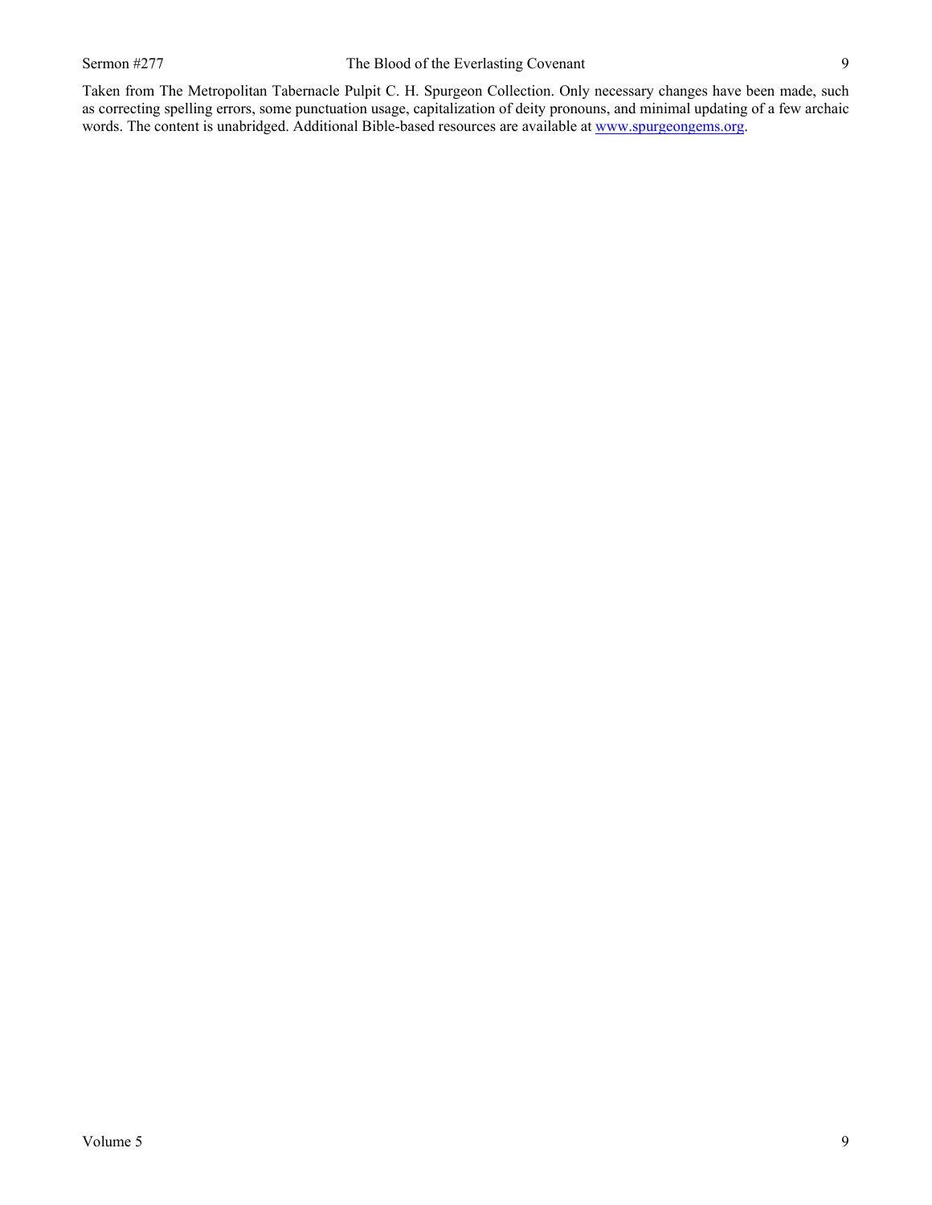Taken from The Metropolitan Tabernacle Pulpit C. H. Spurgeon Collection. Only necessary changes have been made, such as correcting spelling errors, some punctuation usage, capitalization of deity pronouns, and minimal updating of a few archaic words. The content is unabridged. Additional Bible-based resources are available at www.spurgeongems.org.